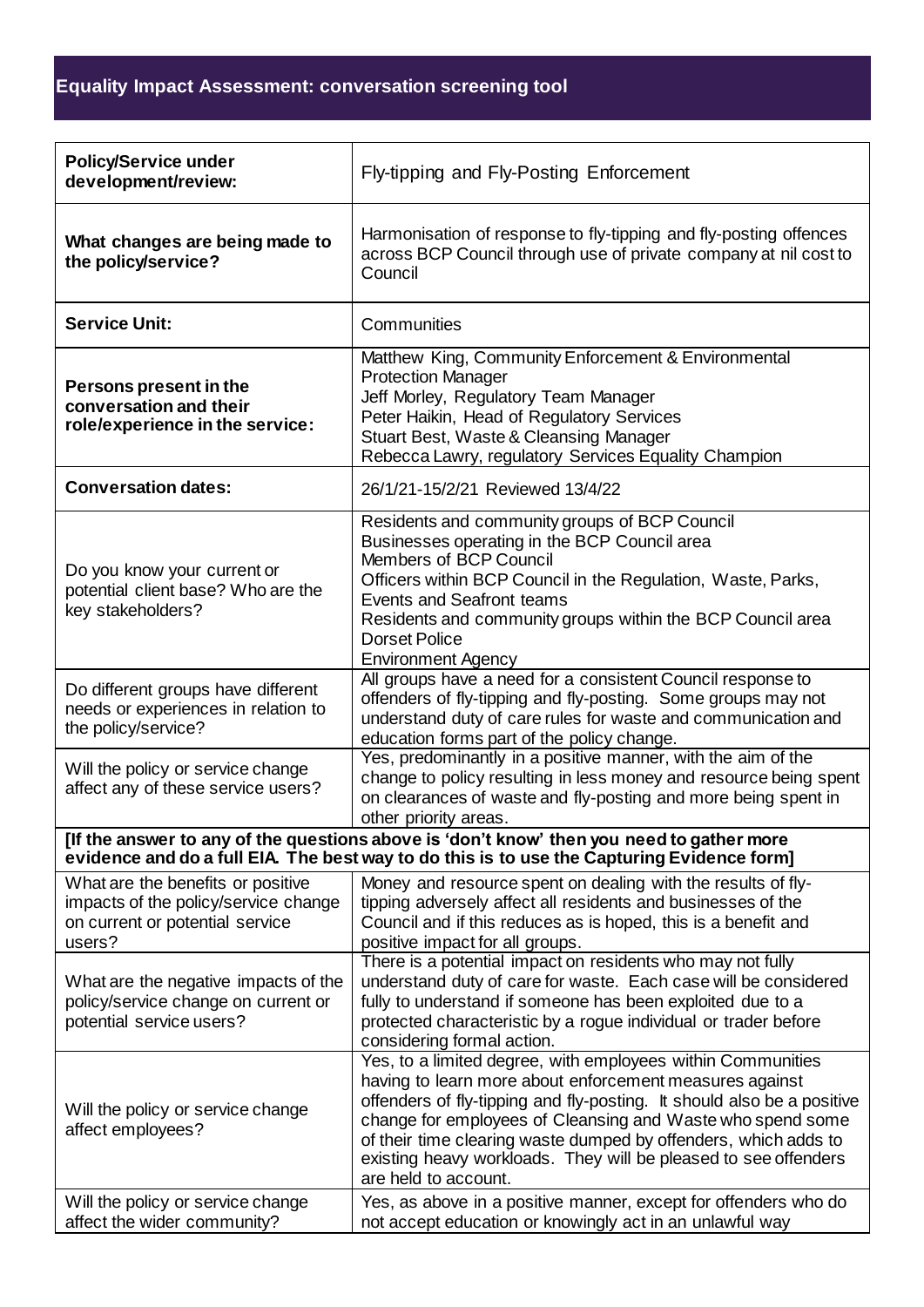# Equality Impact Assessment: conversation screening tool

| **Policy/Service under development/review:** | Fly-tipping and Fly-Posting Enforcement |
|---|---|
| **What changes are being made to the policy/service?** | Harmonisation of response to fly-tipping and fly-posting offences across BCP Council through use of private company at nil cost to Council |
| **Service Unit:** | Communities |
| **Persons present in the conversation and their role/experience in the service:** | Matthew King, Community Enforcement & Environmental Protection Manager<br>Jeff Morley, Regulatory Team Manager<br>Peter Haikin, Head of Regulatory Services<br>Stuart Best, Waste & Cleansing Manager<br>Rebecca Lawry, regulatory Services Equality Champion |
| **Conversation dates:** | 26/1/21-15/2/21 Reviewed 13/4/22 |
| Do you know your current or potential client base? Who are the key stakeholders? | Residents and community groups of BCP Council<br>Businesses operating in the BCP Council area<br>Members of BCP Council<br>Officers within BCP Council in the Regulation, Waste, Parks, Events and Seafront teams<br>Residents and community groups within the BCP Council area<br>Dorset Police<br>Environment Agency |
| Do different groups have different needs or experiences in relation to the policy/service? | All groups have a need for a consistent Council response to offenders of fly-tipping and fly-posting. Some groups may not understand duty of care rules for waste and communication and education forms part of the policy change. |
| Will the policy or service change affect any of these service users? | Yes, predominantly in a positive manner, with the aim of the change to policy resulting in less money and resource being spent on clearances of waste and fly-posting and more being spent in other priority areas. |
| **[If the answer to any of the questions above is 'don't know' then you need to gather more evidence and do a full EIA. The best way to do this is to use the Capturing Evidence form]** | |
| What are the benefits or positive impacts of the policy/service change on current or potential service users? | Money and resource spent on dealing with the results of fly-tipping adversely affect all residents and businesses of the Council and if this reduces as is hoped, this is a benefit and positive impact for all groups. |
| What are the negative impacts of the policy/service change on current or potential service users? | There is a potential impact on residents who may not fully understand duty of care for waste. Each case will be considered fully to understand if someone has been exploited due to a protected characteristic by a rogue individual or trader before considering formal action. |
| Will the policy or service change affect employees? | Yes, to a limited degree, with employees within Communities having to learn more about enforcement measures against offenders of fly-tipping and fly-posting. It should also be a positive change for employees of Cleansing and Waste who spend some of their time clearing waste dumped by offenders, which adds to existing heavy workloads. They will be pleased to see offenders are held to account. |
| Will the policy or service change affect the wider community? | Yes, as above in a positive manner, except for offenders who do not accept education or knowingly act in an unlawful way |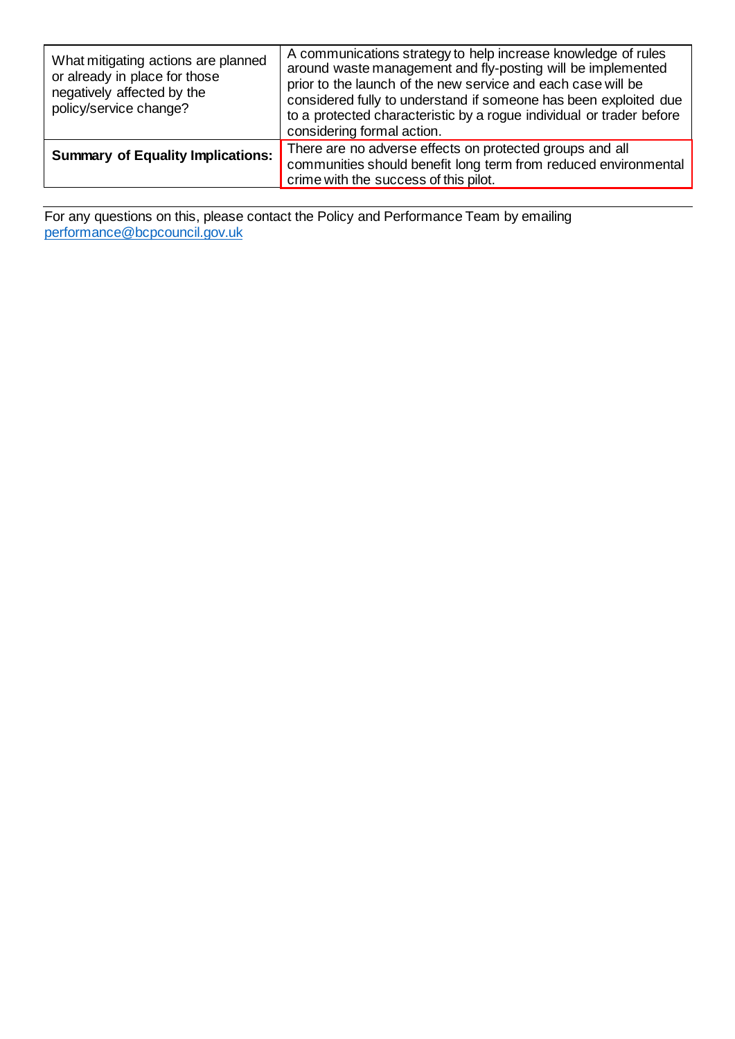| | |
|---|---|
| What mitigating actions are planned or already in place for those negatively affected by the policy/service change? | A communications strategy to help increase knowledge of rules around waste management and fly-posting will be implemented prior to the launch of the new service and each case will be considered fully to understand if someone has been exploited due to a protected characteristic by a rogue individual or trader before considering formal action. |
| **Summary of Equality Implications:** | There are no adverse effects on protected groups and all communities should benefit long term from reduced environmental crime with the success of this pilot. |

For any questions on this, please contact the Policy and Performance Team by emailing performance@bcpcouncil.gov.uk